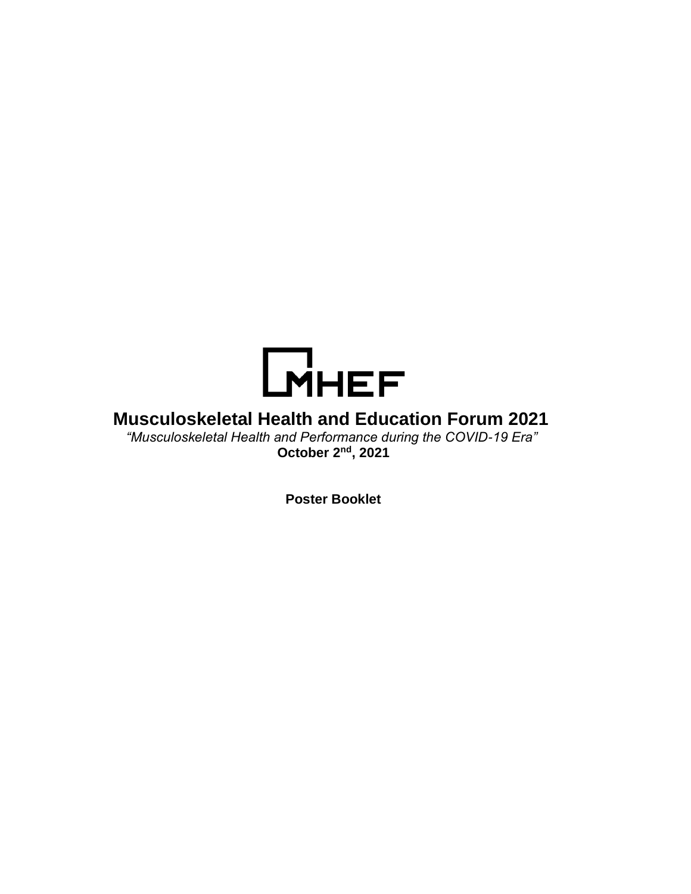MHEF

# Musculoskeletal Health and Education Forum 2021

*"Musculoskeletal Health and Performance during the COVID-19 Era"*

**October 2nd, 2021**

**Poster Booklet**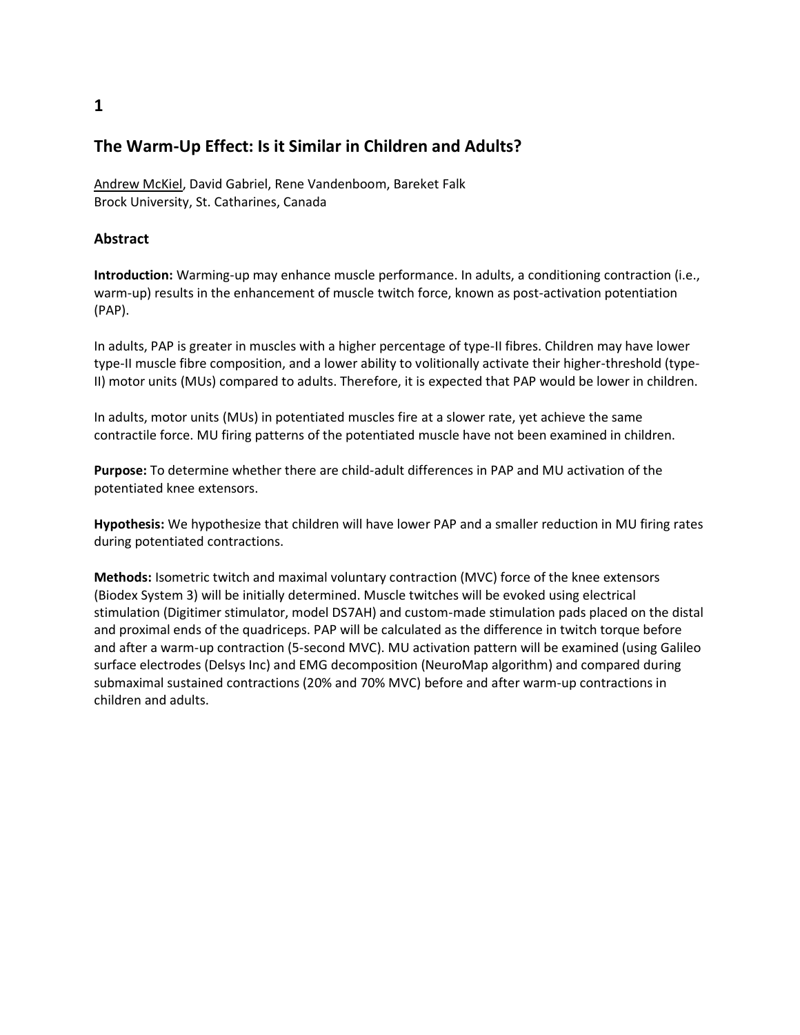**1**

## The Warm-Up Effect: Is it Similar in Children and Adults?

Andrew McKiel, David Gabriel, Rene Vandenboom, Bareket Falk
Brock University, St. Catharines, Canada

### Abstract

**Introduction:** Warming-up may enhance muscle performance. In adults, a conditioning contraction (i.e., warm-up) results in the enhancement of muscle twitch force, known as post-activation potentiation (PAP).

In adults, PAP is greater in muscles with a higher percentage of type-II fibres. Children may have lower type-II muscle fibre composition, and a lower ability to volitionally activate their higher-threshold (type-II) motor units (MUs) compared to adults. Therefore, it is expected that PAP would be lower in children.

In adults, motor units (MUs) in potentiated muscles fire at a slower rate, yet achieve the same contractile force. MU firing patterns of the potentiated muscle have not been examined in children.

**Purpose:** To determine whether there are child-adult differences in PAP and MU activation of the potentiated knee extensors.

**Hypothesis:** We hypothesize that children will have lower PAP and a smaller reduction in MU firing rates during potentiated contractions.

**Methods:** Isometric twitch and maximal voluntary contraction (MVC) force of the knee extensors (Biodex System 3) will be initially determined. Muscle twitches will be evoked using electrical stimulation (Digitimer stimulator, model DS7AH) and custom-made stimulation pads placed on the distal and proximal ends of the quadriceps. PAP will be calculated as the difference in twitch torque before and after a warm-up contraction (5-second MVC). MU activation pattern will be examined (using Galileo surface electrodes (Delsys Inc) and EMG decomposition (NeuroMap algorithm) and compared during submaximal sustained contractions (20% and 70% MVC) before and after warm-up contractions in children and adults.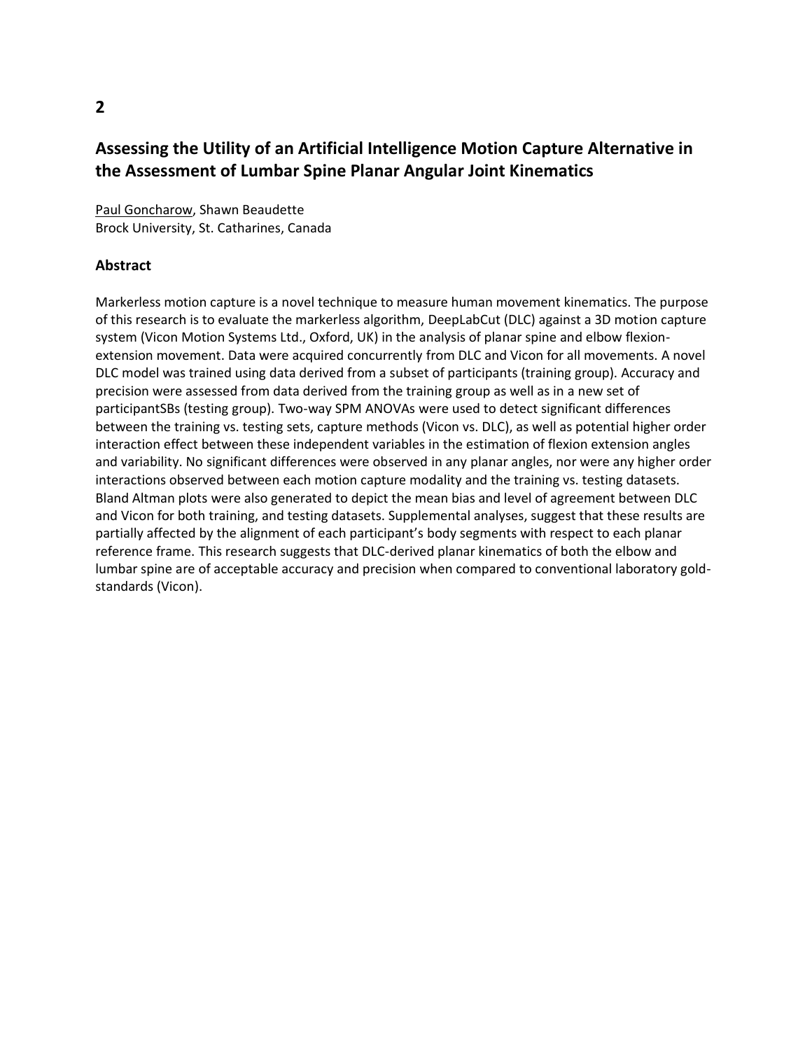**2**

## Assessing the Utility of an Artificial Intelligence Motion Capture Alternative in the Assessment of Lumbar Spine Planar Angular Joint Kinematics

Paul Goncharow, Shawn Beaudette
Brock University, St. Catharines, Canada

### Abstract

Markerless motion capture is a novel technique to measure human movement kinematics. The purpose of this research is to evaluate the markerless algorithm, DeepLabCut (DLC) against a 3D motion capture system (Vicon Motion Systems Ltd., Oxford, UK) in the analysis of planar spine and elbow flexion-extension movement. Data were acquired concurrently from DLC and Vicon for all movements. A novel DLC model was trained using data derived from a subset of participants (training group). Accuracy and precision were assessed from data derived from the training group as well as in a new set of participantSBs (testing group). Two-way SPM ANOVAs were used to detect significant differences between the training vs. testing sets, capture methods (Vicon vs. DLC), as well as potential higher order interaction effect between these independent variables in the estimation of flexion extension angles and variability. No significant differences were observed in any planar angles, nor were any higher order interactions observed between each motion capture modality and the training vs. testing datasets. Bland Altman plots were also generated to depict the mean bias and level of agreement between DLC and Vicon for both training, and testing datasets. Supplemental analyses, suggest that these results are partially affected by the alignment of each participant's body segments with respect to each planar reference frame. This research suggests that DLC-derived planar kinematics of both the elbow and lumbar spine are of acceptable accuracy and precision when compared to conventional laboratory gold-standards (Vicon).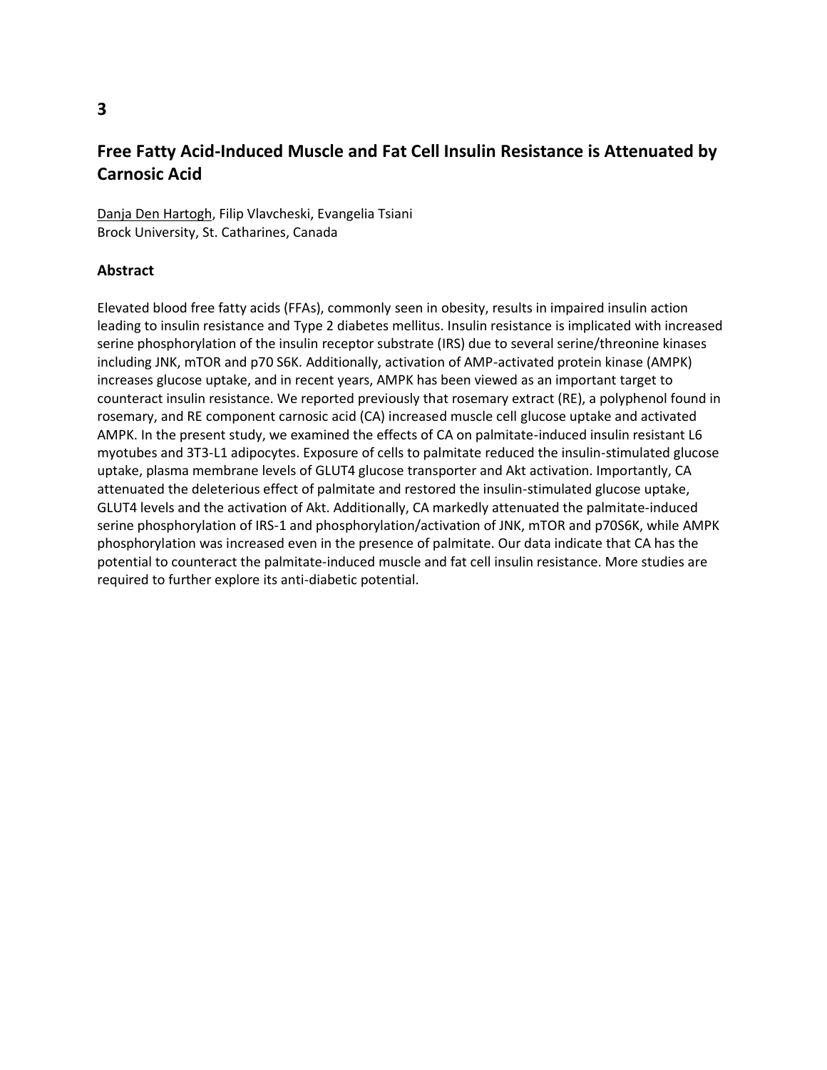**3**

## Free Fatty Acid-Induced Muscle and Fat Cell Insulin Resistance is Attenuated by Carnosic Acid

Danja Den Hartogh, Filip Vlavcheski, Evangelia Tsiani
Brock University, St. Catharines, Canada

### Abstract

Elevated blood free fatty acids (FFAs), commonly seen in obesity, results in impaired insulin action leading to insulin resistance and Type 2 diabetes mellitus. Insulin resistance is implicated with increased serine phosphorylation of the insulin receptor substrate (IRS) due to several serine/threonine kinases including JNK, mTOR and p70 S6K. Additionally, activation of AMP-activated protein kinase (AMPK) increases glucose uptake, and in recent years, AMPK has been viewed as an important target to counteract insulin resistance. We reported previously that rosemary extract (RE), a polyphenol found in rosemary, and RE component carnosic acid (CA) increased muscle cell glucose uptake and activated AMPK. In the present study, we examined the effects of CA on palmitate-induced insulin resistant L6 myotubes and 3T3-L1 adipocytes. Exposure of cells to palmitate reduced the insulin-stimulated glucose uptake, plasma membrane levels of GLUT4 glucose transporter and Akt activation. Importantly, CA attenuated the deleterious effect of palmitate and restored the insulin-stimulated glucose uptake, GLUT4 levels and the activation of Akt. Additionally, CA markedly attenuated the palmitate-induced serine phosphorylation of IRS-1 and phosphorylation/activation of JNK, mTOR and p70S6K, while AMPK phosphorylation was increased even in the presence of palmitate. Our data indicate that CA has the potential to counteract the palmitate-induced muscle and fat cell insulin resistance. More studies are required to further explore its anti-diabetic potential.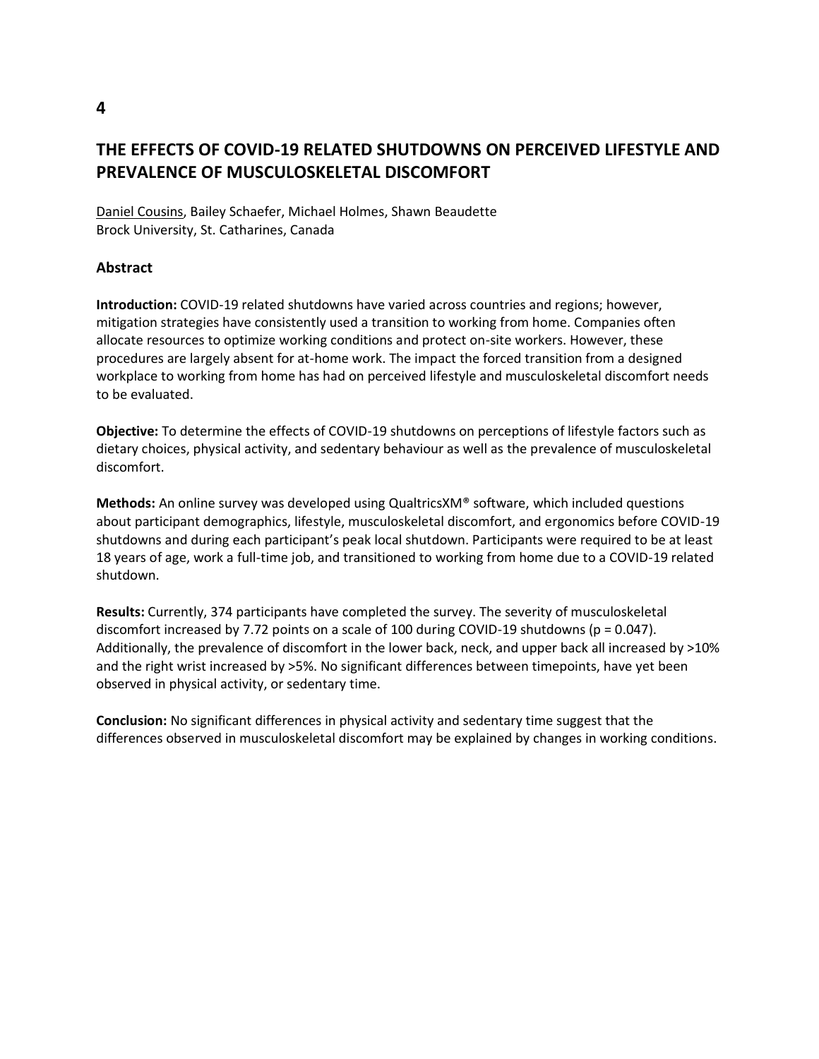# THE EFFECTS OF COVID-19 RELATED SHUTDOWNS ON PERCEIVED LIFESTYLE AND PREVALENCE OF MUSCULOSKELETAL DISCOMFORT

Daniel Cousins, Bailey Schaefer, Michael Holmes, Shawn Beaudette
Brock University, St. Catharines, Canada

## Abstract

**Introduction:** COVID-19 related shutdowns have varied across countries and regions; however, mitigation strategies have consistently used a transition to working from home. Companies often allocate resources to optimize working conditions and protect on-site workers. However, these procedures are largely absent for at-home work. The impact the forced transition from a designed workplace to working from home has had on perceived lifestyle and musculoskeletal discomfort needs to be evaluated.

**Objective:** To determine the effects of COVID-19 shutdowns on perceptions of lifestyle factors such as dietary choices, physical activity, and sedentary behaviour as well as the prevalence of musculoskeletal discomfort.

**Methods:** An online survey was developed using QualtricsXM® software, which included questions about participant demographics, lifestyle, musculoskeletal discomfort, and ergonomics before COVID-19 shutdowns and during each participant's peak local shutdown. Participants were required to be at least 18 years of age, work a full-time job, and transitioned to working from home due to a COVID-19 related shutdown.

**Results:** Currently, 374 participants have completed the survey. The severity of musculoskeletal discomfort increased by 7.72 points on a scale of 100 during COVID-19 shutdowns ($p = 0.047$). Additionally, the prevalence of discomfort in the lower back, neck, and upper back all increased by >10% and the right wrist increased by >5%. No significant differences between timepoints, have yet been observed in physical activity, or sedentary time.

**Conclusion:** No significant differences in physical activity and sedentary time suggest that the differences observed in musculoskeletal discomfort may be explained by changes in working conditions.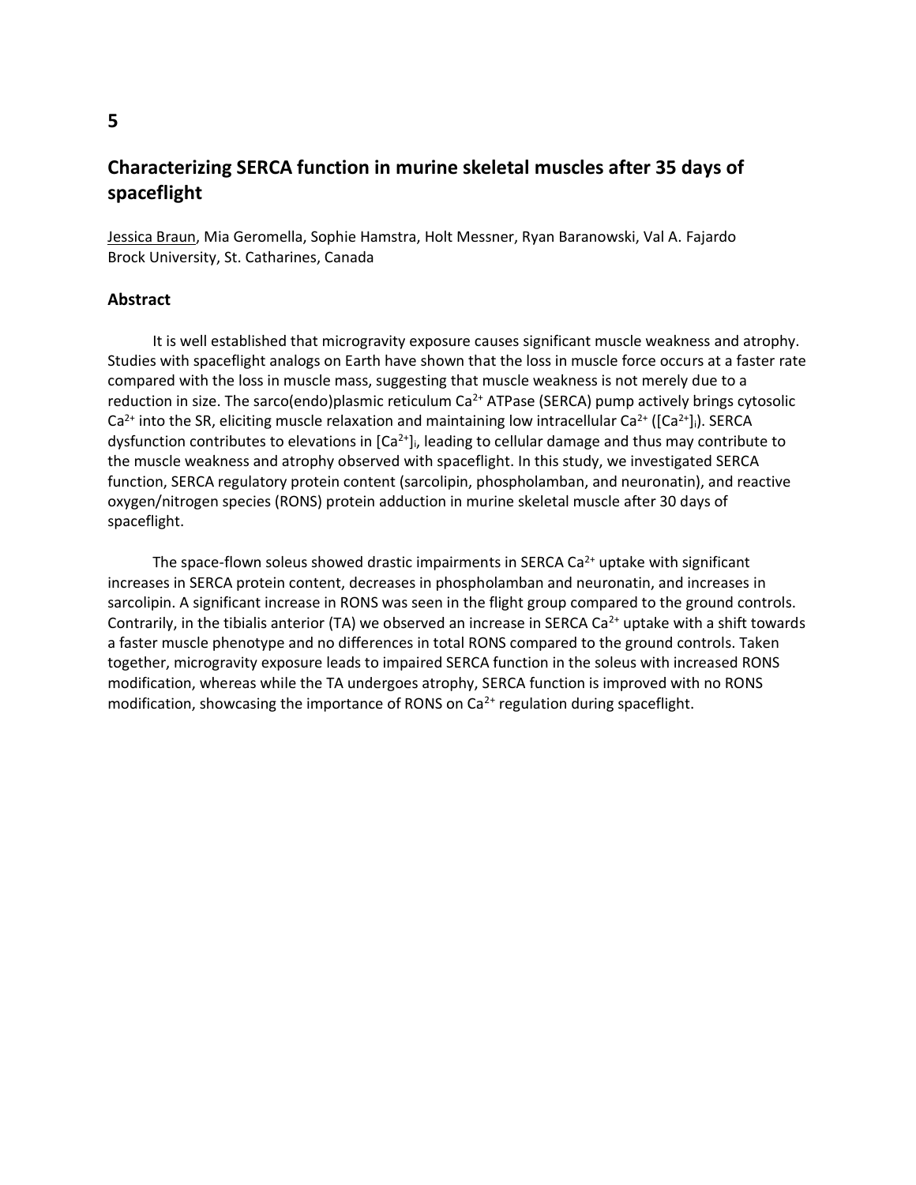**5**

## Characterizing SERCA function in murine skeletal muscles after 35 days of spaceflight

Jessica Braun, Mia Geromella, Sophie Hamstra, Holt Messner, Ryan Baranowski, Val A. Fajardo
Brock University, St. Catharines, Canada

### Abstract

It is well established that microgravity exposure causes significant muscle weakness and atrophy. Studies with spaceflight analogs on Earth have shown that the loss in muscle force occurs at a faster rate compared with the loss in muscle mass, suggesting that muscle weakness is not merely due to a reduction in size. The sarco(endo)plasmic reticulum $Ca^{2+}$ ATPase (SERCA) pump actively brings cytosolic $Ca^{2+}$ into the SR, eliciting muscle relaxation and maintaining low intracellular $Ca^{2+}$ ($[Ca^{2+}]_i$). SERCA dysfunction contributes to elevations in $[Ca^{2+}]_i$, leading to cellular damage and thus may contribute to the muscle weakness and atrophy observed with spaceflight. In this study, we investigated SERCA function, SERCA regulatory protein content (sarcolipin, phospholamban, and neuronatin), and reactive oxygen/nitrogen species (RONS) protein adduction in murine skeletal muscle after 30 days of spaceflight.

The space-flown soleus showed drastic impairments in SERCA $Ca^{2+}$ uptake with significant increases in SERCA protein content, decreases in phospholamban and neuronatin, and increases in sarcolipin. A significant increase in RONS was seen in the flight group compared to the ground controls. Contrarily, in the tibialis anterior (TA) we observed an increase in SERCA $Ca^{2+}$ uptake with a shift towards a faster muscle phenotype and no differences in total RONS compared to the ground controls. Taken together, microgravity exposure leads to impaired SERCA function in the soleus with increased RONS modification, whereas while the TA undergoes atrophy, SERCA function is improved with no RONS modification, showcasing the importance of RONS on $Ca^{2+}$ regulation during spaceflight.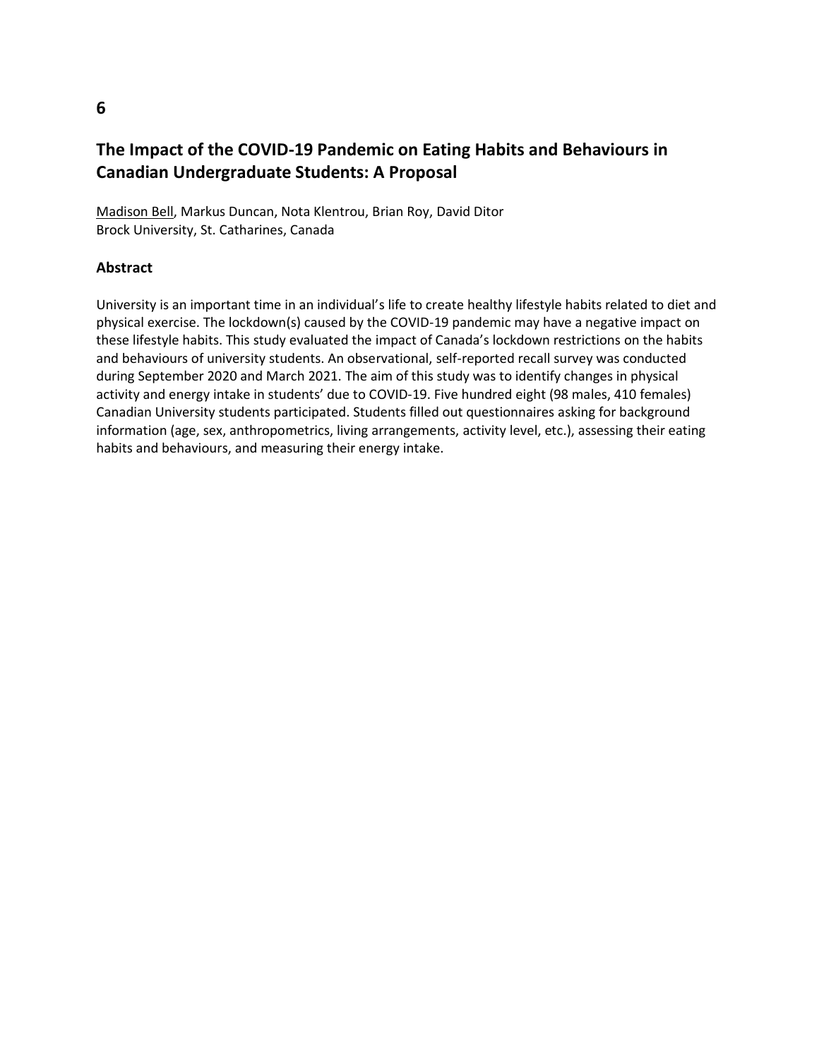**6**

## The Impact of the COVID-19 Pandemic on Eating Habits and Behaviours in Canadian Undergraduate Students: A Proposal

Madison Bell, Markus Duncan, Nota Klentrou, Brian Roy, David Ditor
Brock University, St. Catharines, Canada

### Abstract

University is an important time in an individual's life to create healthy lifestyle habits related to diet and physical exercise. The lockdown(s) caused by the COVID-19 pandemic may have a negative impact on these lifestyle habits. This study evaluated the impact of Canada's lockdown restrictions on the habits and behaviours of university students. An observational, self-reported recall survey was conducted during September 2020 and March 2021. The aim of this study was to identify changes in physical activity and energy intake in students' due to COVID-19. Five hundred eight (98 males, 410 females) Canadian University students participated. Students filled out questionnaires asking for background information (age, sex, anthropometrics, living arrangements, activity level, etc.), assessing their eating habits and behaviours, and measuring their energy intake.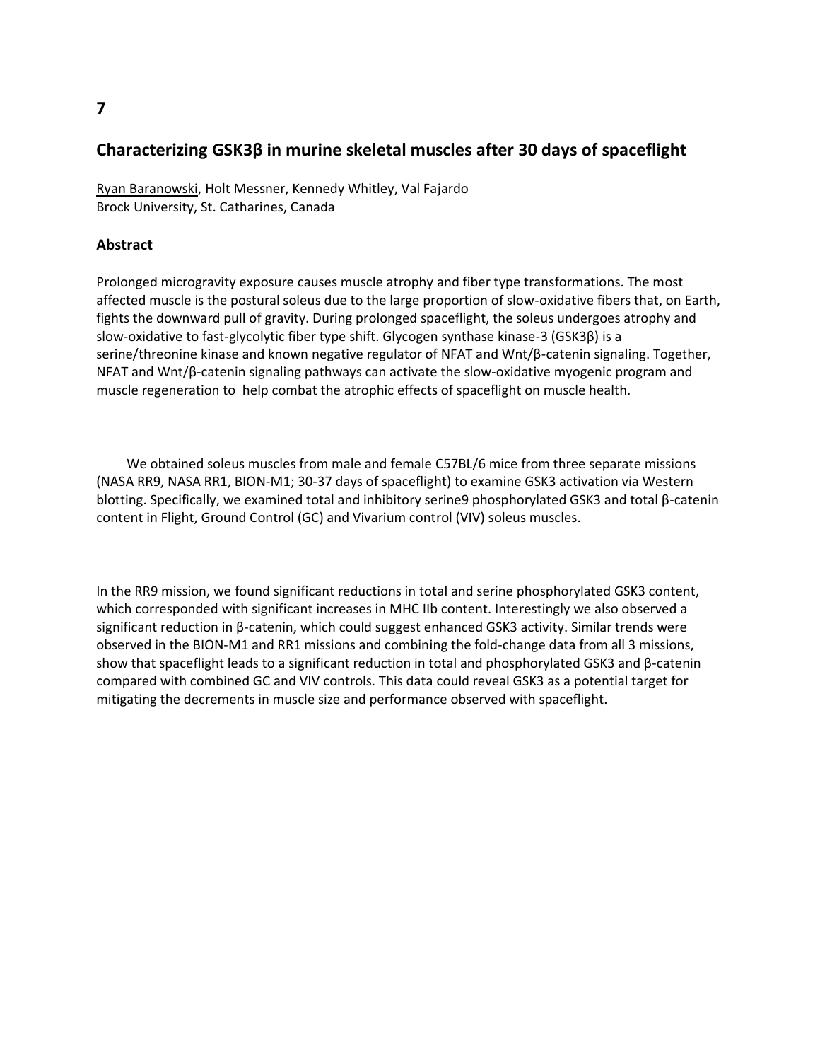**7**

## Characterizing GSK3β in murine skeletal muscles after 30 days of spaceflight

Ryan Baranowski, Holt Messner, Kennedy Whitley, Val Fajardo
Brock University, St. Catharines, Canada

### Abstract

Prolonged microgravity exposure causes muscle atrophy and fiber type transformations. The most affected muscle is the postural soleus due to the large proportion of slow-oxidative fibers that, on Earth, fights the downward pull of gravity. During prolonged spaceflight, the soleus undergoes atrophy and slow-oxidative to fast-glycolytic fiber type shift. Glycogen synthase kinase-3 (GSK3β) is a serine/threonine kinase and known negative regulator of NFAT and Wnt/β-catenin signaling. Together, NFAT and Wnt/β-catenin signaling pathways can activate the slow-oxidative myogenic program and muscle regeneration to help combat the atrophic effects of spaceflight on muscle health.

We obtained soleus muscles from male and female C57BL/6 mice from three separate missions (NASA RR9, NASA RR1, BION-M1; 30-37 days of spaceflight) to examine GSK3 activation via Western blotting. Specifically, we examined total and inhibitory serine9 phosphorylated GSK3 and total β-catenin content in Flight, Ground Control (GC) and Vivarium control (VIV) soleus muscles.

In the RR9 mission, we found significant reductions in total and serine phosphorylated GSK3 content, which corresponded with significant increases in MHC IIb content. Interestingly we also observed a significant reduction in β-catenin, which could suggest enhanced GSK3 activity. Similar trends were observed in the BION-M1 and RR1 missions and combining the fold-change data from all 3 missions, show that spaceflight leads to a significant reduction in total and phosphorylated GSK3 and β-catenin compared with combined GC and VIV controls. This data could reveal GSK3 as a potential target for mitigating the decrements in muscle size and performance observed with spaceflight.